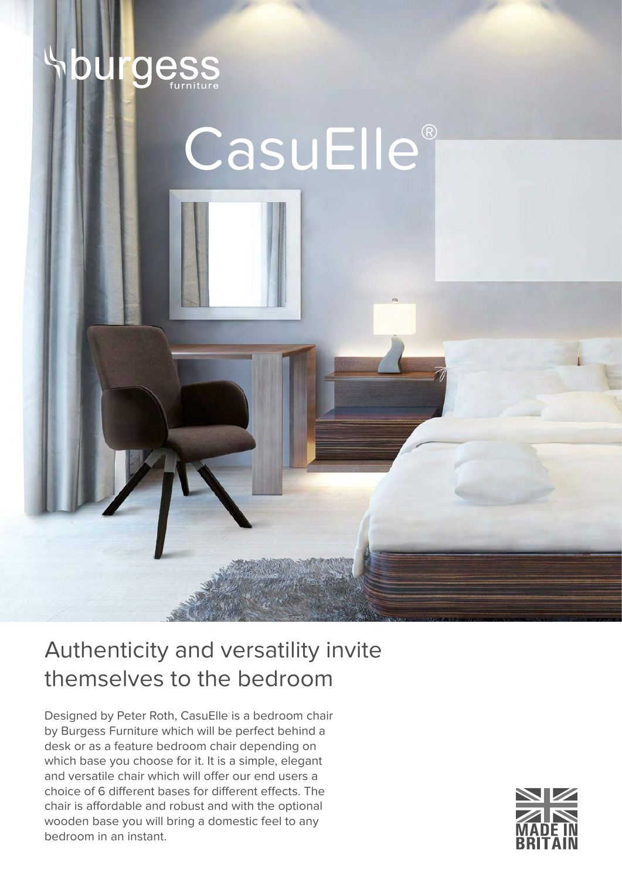burgess furniture

# CasuElle®

## Authenticity and versatility invite themselves to the bedroom

Designed by Peter Roth, CasuElle is a bedroom chair by Burgess Furniture which will be perfect behind a desk or as a feature bedroom chair depending on which base you choose for it. It is a simple, elegant and versatile chair which will offer our end users a choice of 6 different bases for different effects. The chair is affordable and robust and with the optional wooden base you will bring a domestic feel to any bedroom in an instant.

MADE IN BRITAIN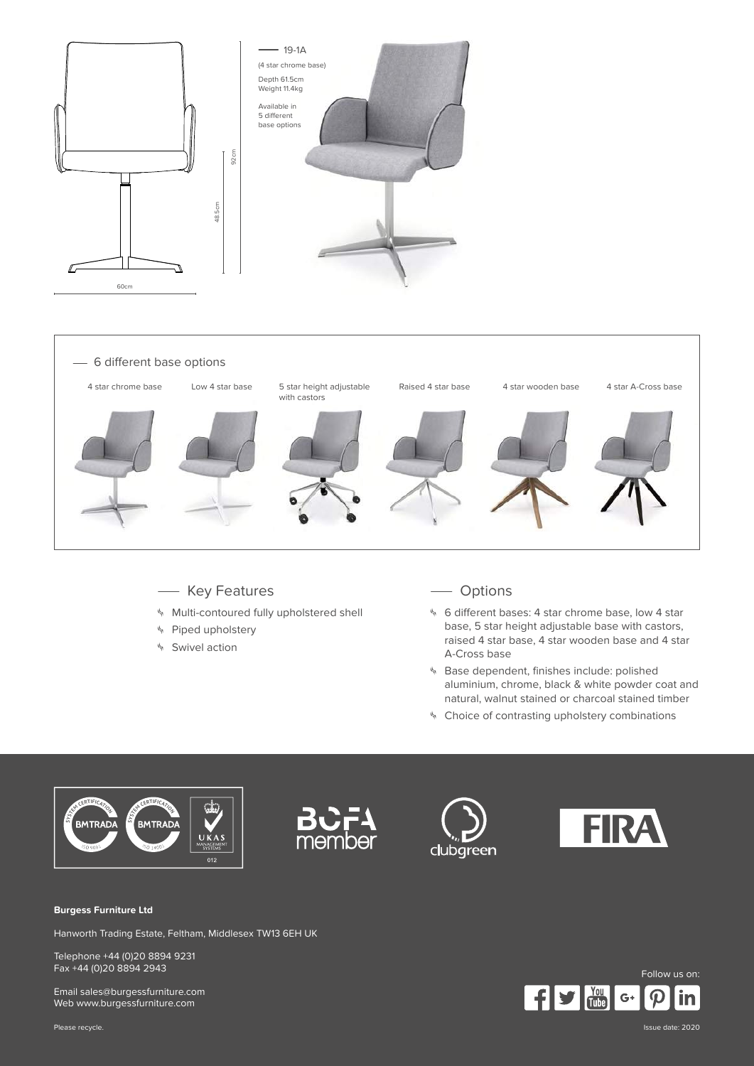60cm

48.5cm

92cm

19-1A

(4 star chrome base)

Depth 61.5cm
Weight 11.4kg

Available in 5 different base options

## 6 different base options

4 star chrome base

Low 4 star base

5 star height adjustable with castors

Raised 4 star base

4 star wooden base

4 star A-Cross base

## Key Features

- Multi-contoured fully upholstered shell
- Piped upholstery
- Swivel action

## Options

- 6 different bases: 4 star chrome base, low 4 star base, 5 star height adjustable base with castors, raised 4 star base, 4 star wooden base and 4 star A-Cross base
- Base dependent, finishes include: polished aluminium, chrome, black & white powder coat and natural, walnut stained or charcoal stained timber
- Choice of contrasting upholstery combinations

BMTRADA SYSTEM CERTIFICATION ISO 9001

BMTRADA SYSTEM CERTIFICATION ISO 14001

UKAS MANAGEMENT SYSTEMS 012

BCFA member

clubgreen

FIRA

**Burgess Furniture Ltd**

Hanworth Trading Estate, Feltham, Middlesex TW13 6EH UK

Telephone +44 (0)20 8894 9231
Fax +44 (0)20 8894 2943

Email sales@burgessfurniture.com
Web www.burgessfurniture.com

Follow us on:

Please recycle.

Issue date: 2020